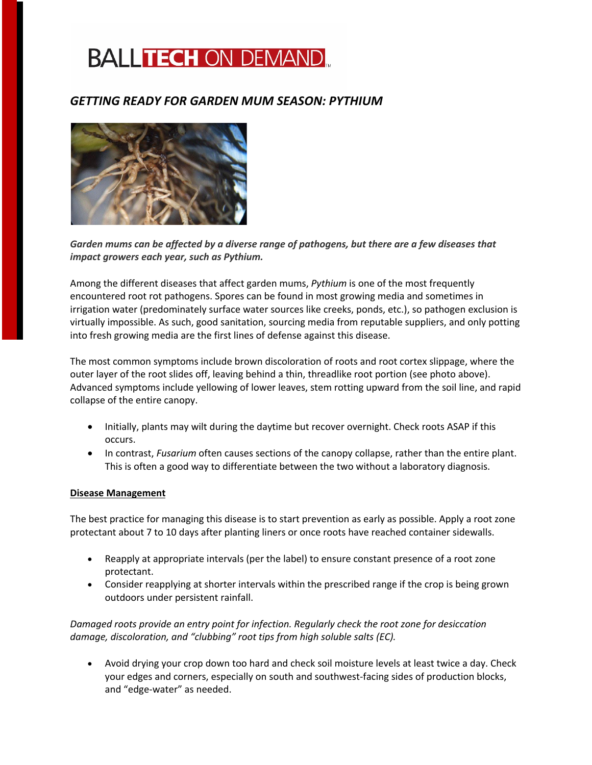# BALLTECH ON DEMAND

## *GETTING READY FOR GARDEN MUM SEASON: PYTHIUM*

***Garden mums can be affected by a diverse range of pathogens, but there are a few diseases that impact growers each year, such as Pythium.***

Among the different diseases that affect garden mums, *Pythium* is one of the most frequently encountered root rot pathogens. Spores can be found in most growing media and sometimes in irrigation water (predominately surface water sources like creeks, ponds, etc.), so pathogen exclusion is virtually impossible. As such, good sanitation, sourcing media from reputable suppliers, and only potting into fresh growing media are the first lines of defense against this disease.

The most common symptoms include brown discoloration of roots and root cortex slippage, where the outer layer of the root slides off, leaving behind a thin, threadlike root portion (see photo above). Advanced symptoms include yellowing of lower leaves, stem rotting upward from the soil line, and rapid collapse of the entire canopy.

- Initially, plants may wilt during the daytime but recover overnight. Check roots ASAP if this occurs.
- In contrast, *Fusarium* often causes sections of the canopy collapse, rather than the entire plant. This is often a good way to differentiate between the two without a laboratory diagnosis.

**Disease Management**

The best practice for managing this disease is to start prevention as early as possible. Apply a root zone protectant about 7 to 10 days after planting liners or once roots have reached container sidewalls.

- Reapply at appropriate intervals (per the label) to ensure constant presence of a root zone protectant.
- Consider reapplying at shorter intervals within the prescribed range if the crop is being grown outdoors under persistent rainfall.

*Damaged roots provide an entry point for infection. Regularly check the root zone for desiccation damage, discoloration, and "clubbing" root tips from high soluble salts (EC).*

- Avoid drying your crop down too hard and check soil moisture levels at least twice a day. Check your edges and corners, especially on south and southwest-facing sides of production blocks, and "edge-water" as needed.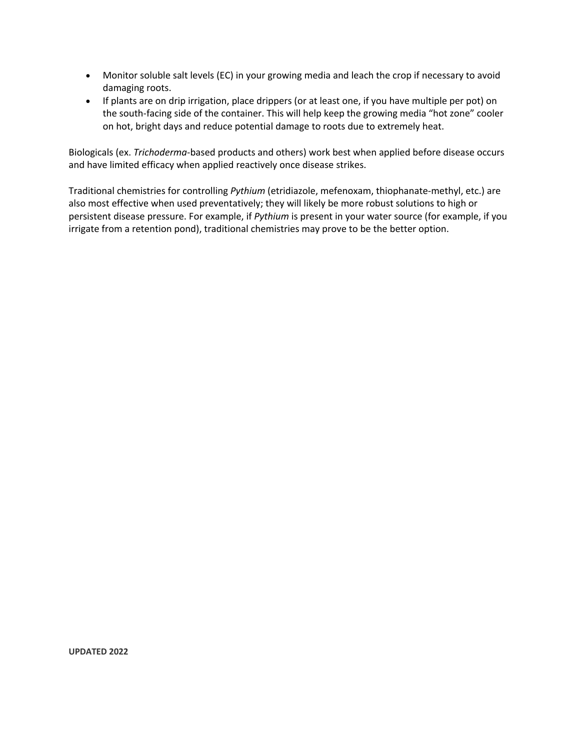- Monitor soluble salt levels (EC) in your growing media and leach the crop if necessary to avoid damaging roots.
- If plants are on drip irrigation, place drippers (or at least one, if you have multiple per pot) on the south-facing side of the container. This will help keep the growing media "hot zone" cooler on hot, bright days and reduce potential damage to roots due to extremely heat.

Biologicals (ex. *Trichoderma*-based products and others) work best when applied before disease occurs and have limited efficacy when applied reactively once disease strikes.

Traditional chemistries for controlling *Pythium* (etridiazole, mefenoxam, thiophanate-methyl, etc.) are also most effective when used preventatively; they will likely be more robust solutions to high or persistent disease pressure. For example, if *Pythium* is present in your water source (for example, if you irrigate from a retention pond), traditional chemistries may prove to be the better option.

**UPDATED 2022**